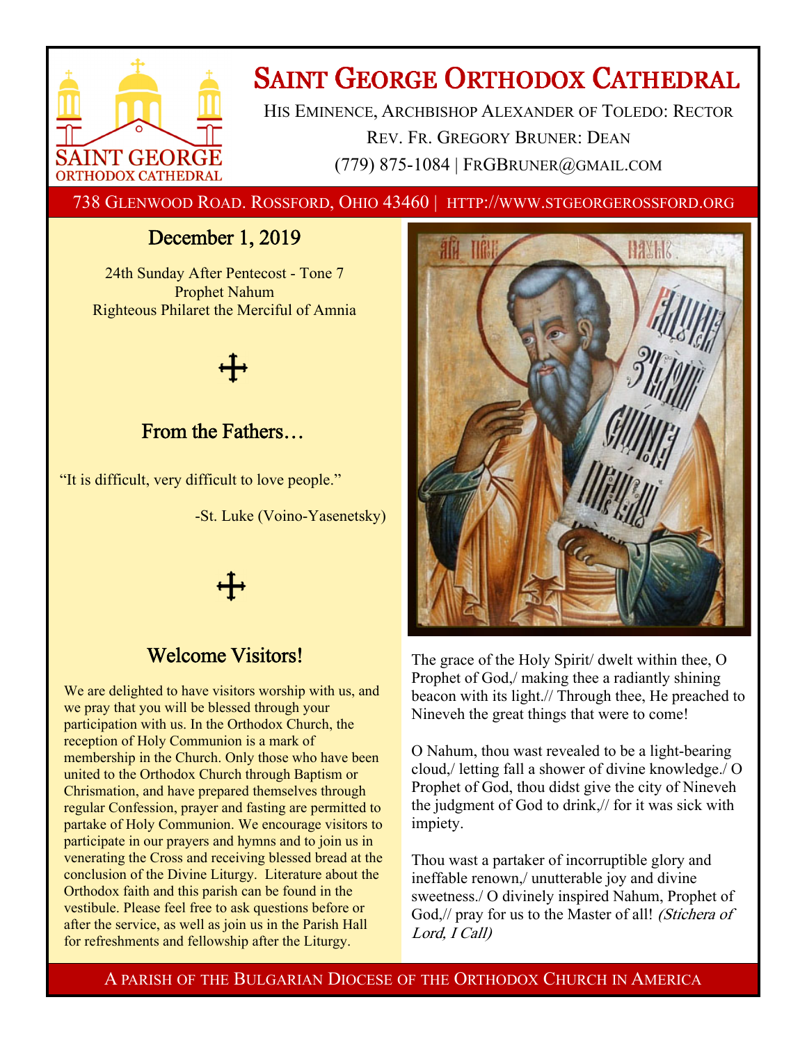# Saint George Orthodox Cathedral

His Eminence, Archbishop Alexander of Toledo: Rector
Rev. Fr. Gregory Bruner: Dean
(779) 875-1084 | FrGBruner@gmail.com

738 Glenwood Road. Rossford, Ohio 43460 | http://www.stgeorgerossford.org

## December 1, 2019

24th Sunday After Pentecost - Tone 7
Prophet Nahum
Righteous Philaret the Merciful of Amnia

## From the Fathers…

"It is difficult, very difficult to love people."

-St. Luke (Voino-Yasenetsky)

## Welcome Visitors!

We are delighted to have visitors worship with us, and we pray that you will be blessed through your participation with us. In the Orthodox Church, the reception of Holy Communion is a mark of membership in the Church. Only those who have been united to the Orthodox Church through Baptism or Chrismation, and have prepared themselves through regular Confession, prayer and fasting are permitted to partake of Holy Communion. We encourage visitors to participate in our prayers and hymns and to join us in venerating the Cross and receiving blessed bread at the conclusion of the Divine Liturgy. Literature about the Orthodox faith and this parish can be found in the vestibule. Please feel free to ask questions before or after the service, as well as join us in the Parish Hall for refreshments and fellowship after the Liturgy.

The grace of the Holy Spirit/ dwelt within thee, O Prophet of God,/ making thee a radiantly shining beacon with its light.// Through thee, He preached to Nineveh the great things that were to come!

O Nahum, thou wast revealed to be a light-bearing cloud,/ letting fall a shower of divine knowledge./ O Prophet of God, thou didst give the city of Nineveh the judgment of God to drink,// for it was sick with impiety.

Thou wast a partaker of incorruptible glory and ineffable renown,/ unutterable joy and divine sweetness./ O divinely inspired Nahum, Prophet of God,// pray for us to the Master of all! *(Stichera of Lord, I Call)*

A parish of the Bulgarian Diocese of the Orthodox Church in America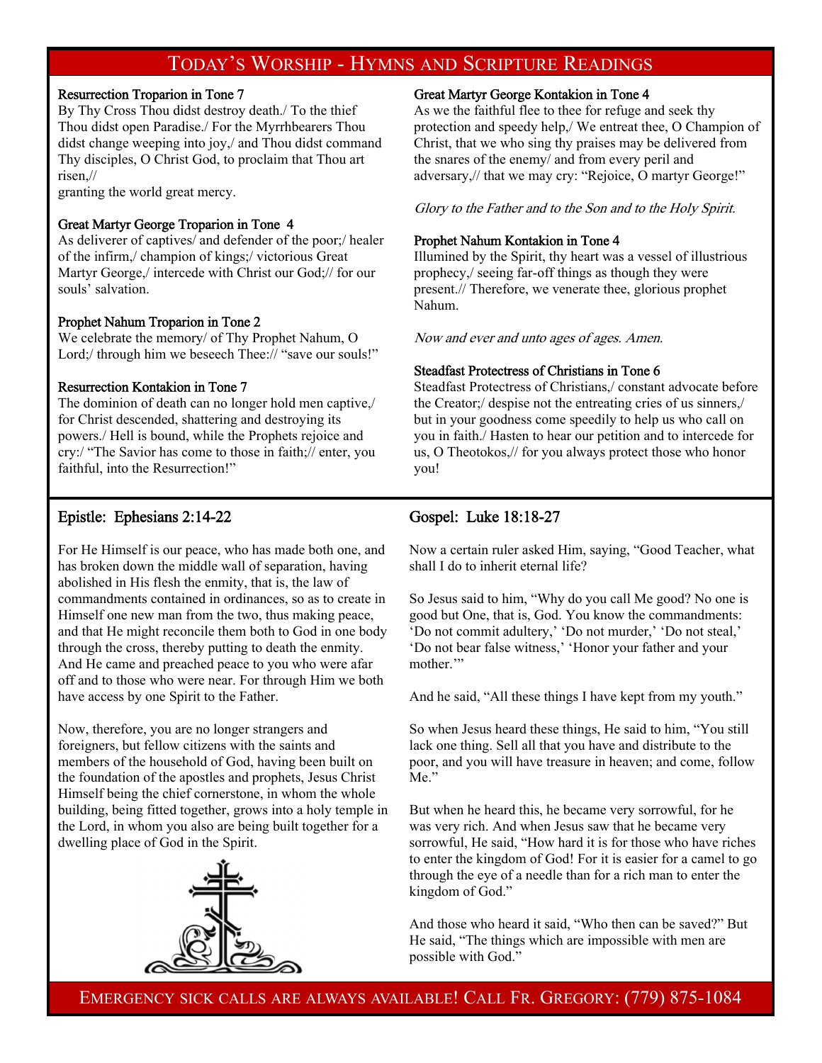## Today's Worship - Hymns and Scripture Readings

**Resurrection Troparion in Tone 7**
By Thy Cross Thou didst destroy death./ To the thief Thou didst open Paradise./ For the Myrrhbearers Thou didst change weeping into joy,/ and Thou didst command Thy disciples, O Christ God, to proclaim that Thou art risen,//
granting the world great mercy.

**Great Martyr George Troparion in Tone 4**
As deliverer of captives/ and defender of the poor;/ healer of the infirm,/ champion of kings;/ victorious Great Martyr George,/ intercede with Christ our God;// for our souls' salvation.

**Prophet Nahum Troparion in Tone 2**
We celebrate the memory/ of Thy Prophet Nahum, O Lord;/ through him we beseech Thee:// "save our souls!"

**Resurrection Kontakion in Tone 7**
The dominion of death can no longer hold men captive,/ for Christ descended, shattering and destroying its powers./ Hell is bound, while the Prophets rejoice and cry:/ "The Savior has come to those in faith;// enter, you faithful, into the Resurrection!"

**Great Martyr George Kontakion in Tone 4**
As we the faithful flee to thee for refuge and seek thy protection and speedy help,/ We entreat thee, O Champion of Christ, that we who sing thy praises may be delivered from the snares of the enemy/ and from every peril and adversary,// that we may cry: "Rejoice, O martyr George!"

*Glory to the Father and to the Son and to the Holy Spirit.*

**Prophet Nahum Kontakion in Tone 4**
Illumined by the Spirit, thy heart was a vessel of illustrious prophecy,/ seeing far-off things as though they were present.// Therefore, we venerate thee, glorious prophet Nahum.

*Now and ever and unto ages of ages. Amen.*

**Steadfast Protectress of Christians in Tone 6**
Steadfast Protectress of Christians,/ constant advocate before the Creator;/ despise not the entreating cries of us sinners,/ but in your goodness come speedily to help us who call on you in faith./ Hasten to hear our petition and to intercede for us, O Theotokos,// for you always protect those who honor you!

### Epistle: Ephesians 2:14-22

For He Himself is our peace, who has made both one, and has broken down the middle wall of separation, having abolished in His flesh the enmity, that is, the law of commandments contained in ordinances, so as to create in Himself one new man from the two, thus making peace, and that He might reconcile them both to God in one body through the cross, thereby putting to death the enmity. And He came and preached peace to you who were afar off and to those who were near. For through Him we both have access by one Spirit to the Father.

Now, therefore, you are no longer strangers and foreigners, but fellow citizens with the saints and members of the household of God, having been built on the foundation of the apostles and prophets, Jesus Christ Himself being the chief cornerstone, in whom the whole building, being fitted together, grows into a holy temple in the Lord, in whom you also are being built together for a dwelling place of God in the Spirit.

### Gospel: Luke 18:18-27

Now a certain ruler asked Him, saying, "Good Teacher, what shall I do to inherit eternal life?

So Jesus said to him, "Why do you call Me good? No one is good but One, that is, God. You know the commandments: 'Do not commit adultery,' 'Do not murder,' 'Do not steal,' 'Do not bear false witness,' 'Honor your father and your mother.'"

And he said, "All these things I have kept from my youth."

So when Jesus heard these things, He said to him, "You still lack one thing. Sell all that you have and distribute to the poor, and you will have treasure in heaven; and come, follow Me."

But when he heard this, he became very sorrowful, for he was very rich. And when Jesus saw that he became very sorrowful, He said, "How hard it is for those who have riches to enter the kingdom of God! For it is easier for a camel to go through the eye of a needle than for a rich man to enter the kingdom of God."

And those who heard it said, "Who then can be saved?" But He said, "The things which are impossible with men are possible with God."

Emergency sick calls are always available! Call Fr. Gregory: (779) 875-1084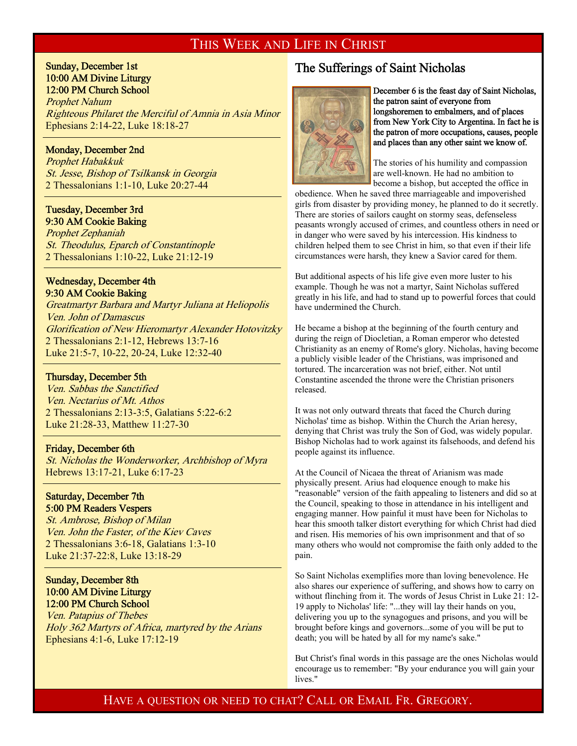# This Week and Life in Christ

**Sunday, December 1st**
**10:00 AM Divine Liturgy**
**12:00 PM Church School**
*Prophet Nahum*
*Righteous Philaret the Merciful of Amnia in Asia Minor*
Ephesians 2:14-22, Luke 18:18-27

---

**Monday, December 2nd**
*Prophet Habakkuk*
*St. Jesse, Bishop of Tsilkansk in Georgia*
2 Thessalonians 1:1-10, Luke 20:27-44

---

**Tuesday, December 3rd**
**9:30 AM Cookie Baking**
*Prophet Zephaniah*
*St. Theodulus, Eparch of Constantinople*
2 Thessalonians 1:10-22, Luke 21:12-19

---

**Wednesday, December 4th**
**9:30 AM Cookie Baking**
*Greatmartyr Barbara and Martyr Juliana at Heliopolis*
*Ven. John of Damascus*
*Glorification of New Hieromartyr Alexander Hotovitzky*
2 Thessalonians 2:1-12, Hebrews 13:7-16
Luke 21:5-7, 10-22, 20-24, Luke 12:32-40

---

**Thursday, December 5th**
*Ven. Sabbas the Sanctified*
*Ven. Nectarius of Mt. Athos*
2 Thessalonians 2:13-3:5, Galatians 5:22-6:2
Luke 21:28-33, Matthew 11:27-30

---

**Friday, December 6th**
*St. Nicholas the Wonderworker, Archbishop of Myra*
Hebrews 13:17-21, Luke 6:17-23

---

**Saturday, December 7th**
**5:00 PM Readers Vespers**
*St. Ambrose, Bishop of Milan*
*Ven. John the Faster, of the Kiev Caves*
2 Thessalonians 3:6-18, Galatians 1:3-10
Luke 21:37-22:8, Luke 13:18-29

---

**Sunday, December 8th**
**10:00 AM Divine Liturgy**
**12:00 PM Church School**
*Ven. Patapius of Thebes*
*Holy 362 Martyrs of Africa, martyred by the Arians*
Ephesians 4:1-6, Luke 17:12-19

## The Sufferings of Saint Nicholas

December 6 is the feast day of Saint Nicholas, the patron saint of everyone from longshoremen to embalmers, and of places from New York City to Argentina. In fact he is the patron of more occupations, causes, people and places than any other saint we know of.

The stories of his humility and compassion are well-known. He had no ambition to become a bishop, but accepted the office in obedience. When he saved three marriageable and impoverished girls from disaster by providing money, he planned to do it secretly. There are stories of sailors caught on stormy seas, defenseless peasants wrongly accused of crimes, and countless others in need or in danger who were saved by his intercession. His kindness to children helped them to see Christ in him, so that even if their life circumstances were harsh, they knew a Savior cared for them.

But additional aspects of his life give even more luster to his example. Though he was not a martyr, Saint Nicholas suffered greatly in his life, and had to stand up to powerful forces that could have undermined the Church.

He became a bishop at the beginning of the fourth century and during the reign of Diocletian, a Roman emperor who detested Christianity as an enemy of Rome's glory. Nicholas, having become a publicly visible leader of the Christians, was imprisoned and tortured. The incarceration was not brief, either. Not until Constantine ascended the throne were the Christian prisoners released.

It was not only outward threats that faced the Church during Nicholas' time as bishop. Within the Church the Arian heresy, denying that Christ was truly the Son of God, was widely popular. Bishop Nicholas had to work against its falsehoods, and defend his people against its influence.

At the Council of Nicaea the threat of Arianism was made physically present. Arius had eloquence enough to make his "reasonable" version of the faith appealing to listeners and did so at the Council, speaking to those in attendance in his intelligent and engaging manner. How painful it must have been for Nicholas to hear this smooth talker distort everything for which Christ had died and risen. His memories of his own imprisonment and that of so many others who would not compromise the faith only added to the pain.

So Saint Nicholas exemplifies more than loving benevolence. He also shares our experience of suffering, and shows how to carry on without flinching from it. The words of Jesus Christ in Luke 21: 12-19 apply to Nicholas' life: "...they will lay their hands on you, delivering you up to the synagogues and prisons, and you will be brought before kings and governors...some of you will be put to death; you will be hated by all for my name's sake."

But Christ's final words in this passage are the ones Nicholas would encourage us to remember: "By your endurance you will gain your lives."

Have a question or need to chat? Call or Email Fr. Gregory.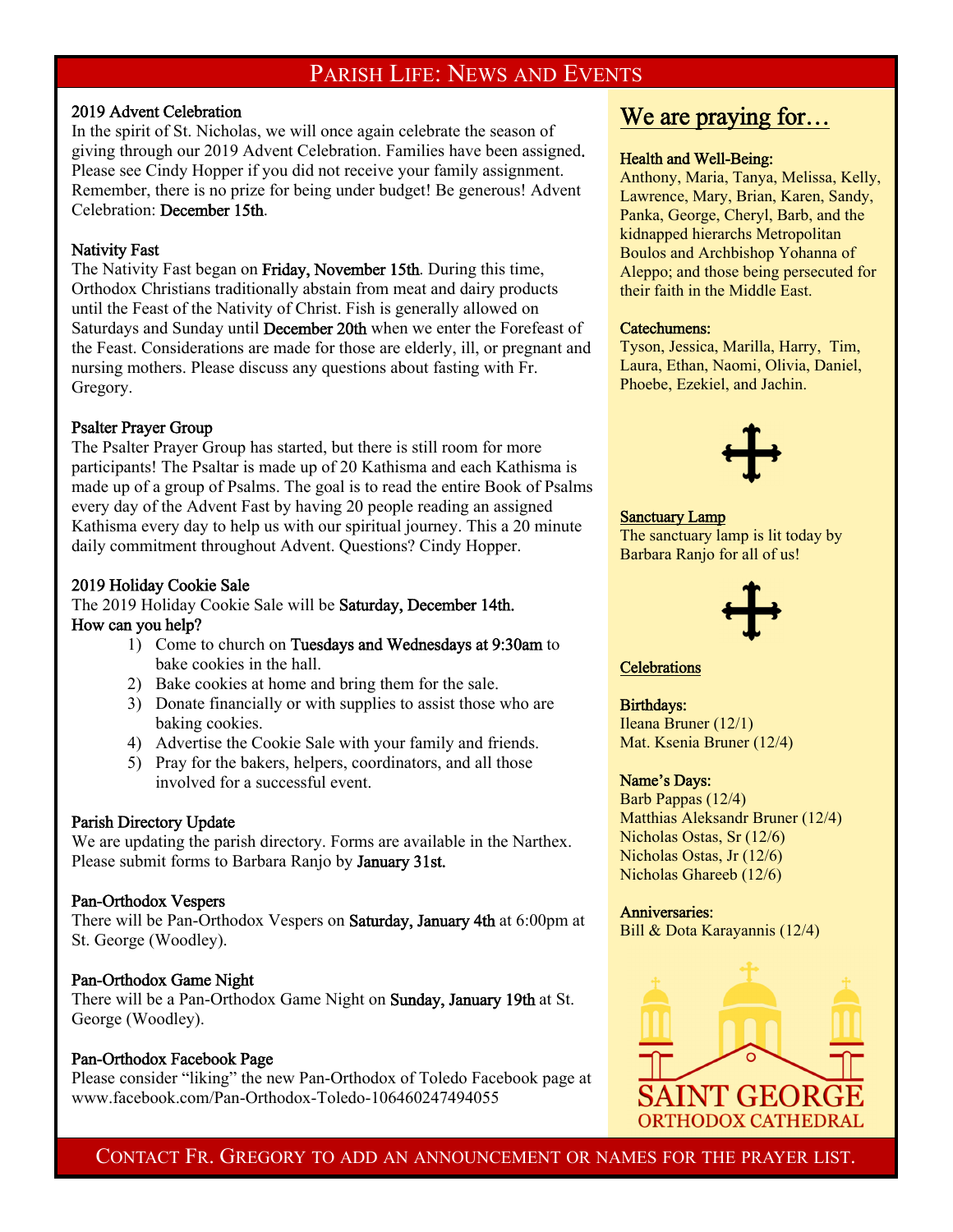# Parish Life: News and Events

### 2019 Advent Celebration

In the spirit of St. Nicholas, we will once again celebrate the season of giving through our 2019 Advent Celebration. Families have been assigned. Please see Cindy Hopper if you did not receive your family assignment. Remember, there is no prize for being under budget! Be generous! Advent Celebration: December 15th.

### Nativity Fast

The Nativity Fast began on Friday, November 15th. During this time, Orthodox Christians traditionally abstain from meat and dairy products until the Feast of the Nativity of Christ. Fish is generally allowed on Saturdays and Sunday until December 20th when we enter the Forefeast of the Feast. Considerations are made for those are elderly, ill, or pregnant and nursing mothers. Please discuss any questions about fasting with Fr. Gregory.

### Psalter Prayer Group

The Psalter Prayer Group has started, but there is still room for more participants! The Psaltar is made up of 20 Kathisma and each Kathisma is made up of a group of Psalms. The goal is to read the entire Book of Psalms every day of the Advent Fast by having 20 people reading an assigned Kathisma every day to help us with our spiritual journey. This a 20 minute daily commitment throughout Advent. Questions? Cindy Hopper.

### 2019 Holiday Cookie Sale

The 2019 Holiday Cookie Sale will be Saturday, December 14th.

How can you help?

1) Come to church on Tuesdays and Wednesdays at 9:30am to bake cookies in the hall.
2) Bake cookies at home and bring them for the sale.
3) Donate financially or with supplies to assist those who are baking cookies.
4) Advertise the Cookie Sale with your family and friends.
5) Pray for the bakers, helpers, coordinators, and all those involved for a successful event.

### Parish Directory Update

We are updating the parish directory. Forms are available in the Narthex. Please submit forms to Barbara Ranjo by January 31st.

### Pan-Orthodox Vespers

There will be Pan-Orthodox Vespers on Saturday, January 4th at 6:00pm at St. George (Woodley).

### Pan-Orthodox Game Night

There will be a Pan-Orthodox Game Night on Sunday, January 19th at St. George (Woodley).

### Pan-Orthodox Facebook Page

Please consider "liking" the new Pan-Orthodox of Toledo Facebook page at www.facebook.com/Pan-Orthodox-Toledo-106460247494055

## We are praying for…

**Health and Well-Being:**
Anthony, Maria, Tanya, Melissa, Kelly, Lawrence, Mary, Brian, Karen, Sandy, Panka, George, Cheryl, Barb, and the kidnapped hierarchs Metropolitan Boulos and Archbishop Yohanna of Aleppo; and those being persecuted for their faith in the Middle East.

**Catechumens:**
Tyson, Jessica, Marilla, Harry, Tim, Laura, Ethan, Naomi, Olivia, Daniel, Phoebe, Ezekiel, and Jachin.

### Sanctuary Lamp

The sanctuary lamp is lit today by Barbara Ranjo for all of us!

### Celebrations

**Birthdays:**
Ileana Bruner (12/1)
Mat. Ksenia Bruner (12/4)

**Name's Days:**
Barb Pappas (12/4)
Matthias Aleksandr Bruner (12/4)
Nicholas Ostas, Sr (12/6)
Nicholas Ostas, Jr (12/6)
Nicholas Ghareeb (12/6)

**Anniversaries:**
Bill & Dota Karayannis (12/4)

SAINT GEORGE
ORTHODOX CATHEDRAL

Contact Fr. Gregory to add an announcement or names for the prayer list.